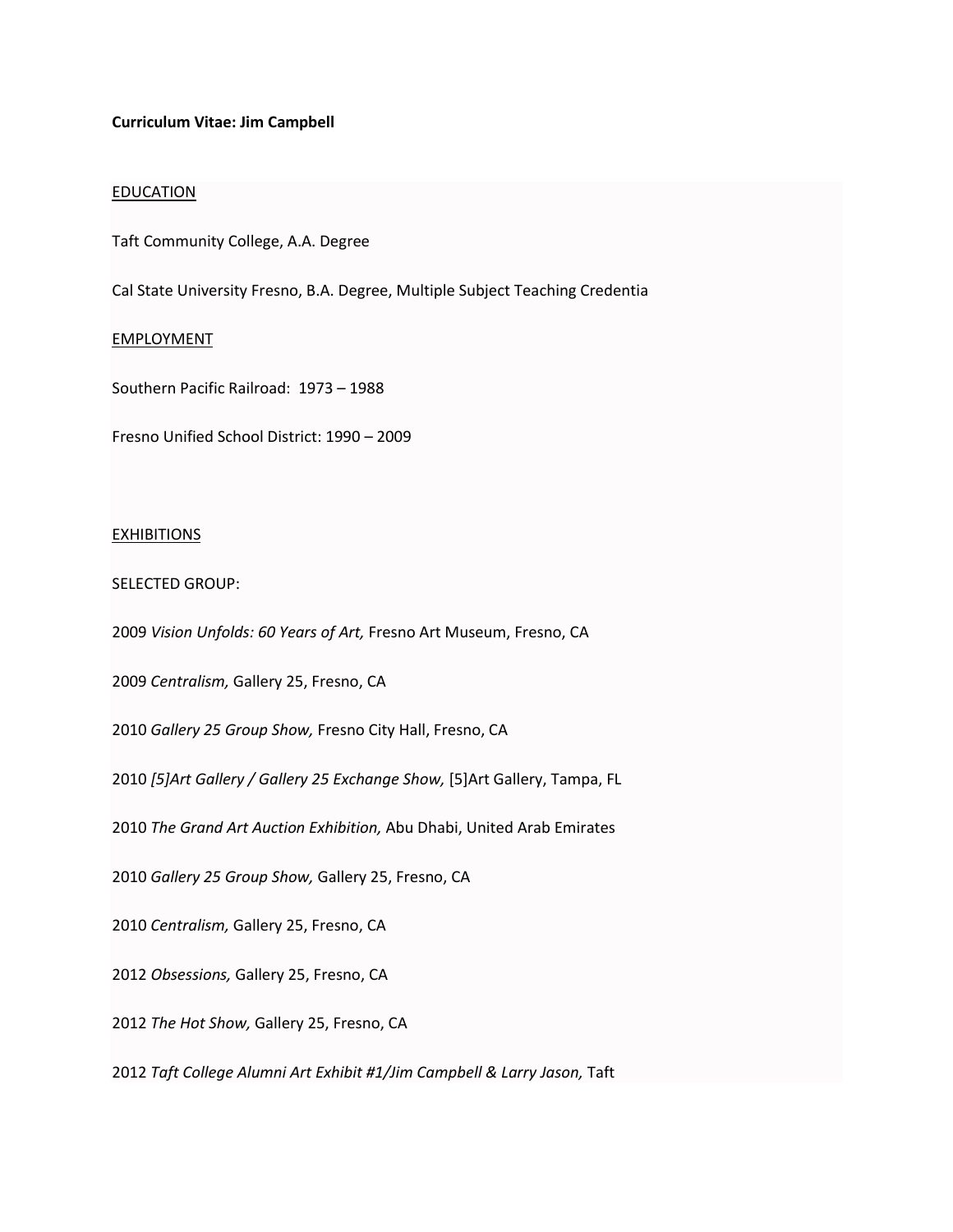**Curriculum Vitae: Jim Campbell**

EDUCATION

Taft Community College, A.A. Degree

Cal State University Fresno, B.A. Degree, Multiple Subject Teaching Credentia

EMPLOYMENT

Southern Pacific Railroad: 1973 – 1988

Fresno Unified School District: 1990 – 2009

EXHIBITIONS

SELECTED GROUP:

2009 *Vision Unfolds: 60 Years of Art,* Fresno Art Museum, Fresno, CA

2009 *Centralism,* Gallery 25, Fresno, CA

2010 *Gallery 25 Group Show,* Fresno City Hall, Fresno, CA

2010 *[5]Art Gallery / Gallery 25 Exchange Show,* [5]Art Gallery, Tampa, FL

2010 *The Grand Art Auction Exhibition,* Abu Dhabi, United Arab Emirates

2010 *Gallery 25 Group Show,* Gallery 25, Fresno, CA

2010 *Centralism,* Gallery 25, Fresno, CA

2012 *Obsessions,* Gallery 25, Fresno, CA

2012 *The Hot Show,* Gallery 25, Fresno, CA

2012 *Taft College Alumni Art Exhibit #1/Jim Campbell & Larry Jason,* Taft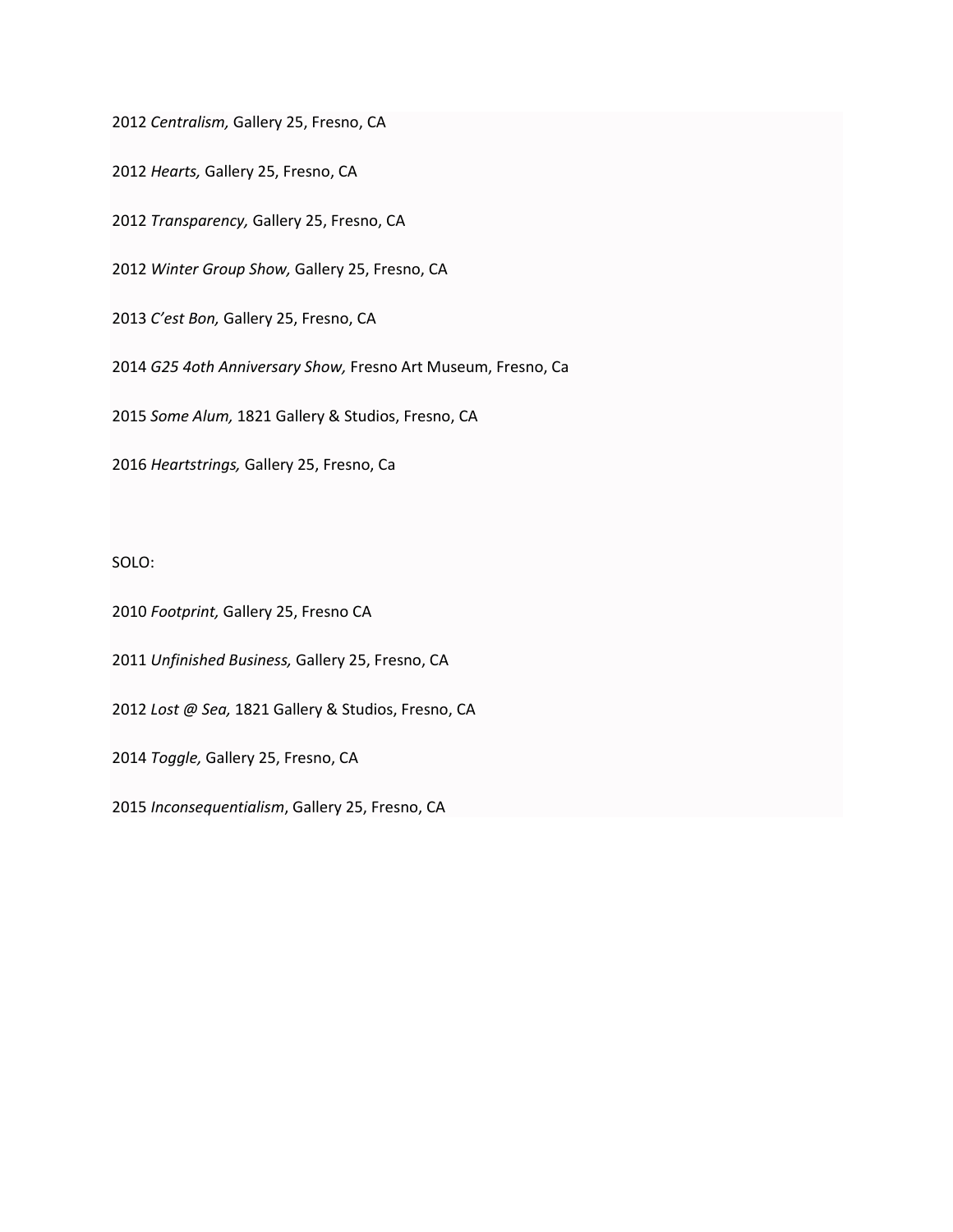2012 *Centralism,* Gallery 25, Fresno, CA

2012 *Hearts,* Gallery 25, Fresno, CA

2012 *Transparency,* Gallery 25, Fresno, CA

2012 *Winter Group Show,* Gallery 25, Fresno, CA

2013 *C'est Bon,* Gallery 25, Fresno, CA

2014 *G25 4oth Anniversary Show,* Fresno Art Museum, Fresno, Ca

2015 *Some Alum,* 1821 Gallery & Studios, Fresno, CA

2016 *Heartstrings,* Gallery 25, Fresno, Ca

SOLO:

2010 *Footprint,* Gallery 25, Fresno CA

2011 *Unfinished Business,* Gallery 25, Fresno, CA

2012 *Lost @ Sea,* 1821 Gallery & Studios, Fresno, CA

2014 *Toggle,* Gallery 25, Fresno, CA

2015 *Inconsequentialism*, Gallery 25, Fresno, CA